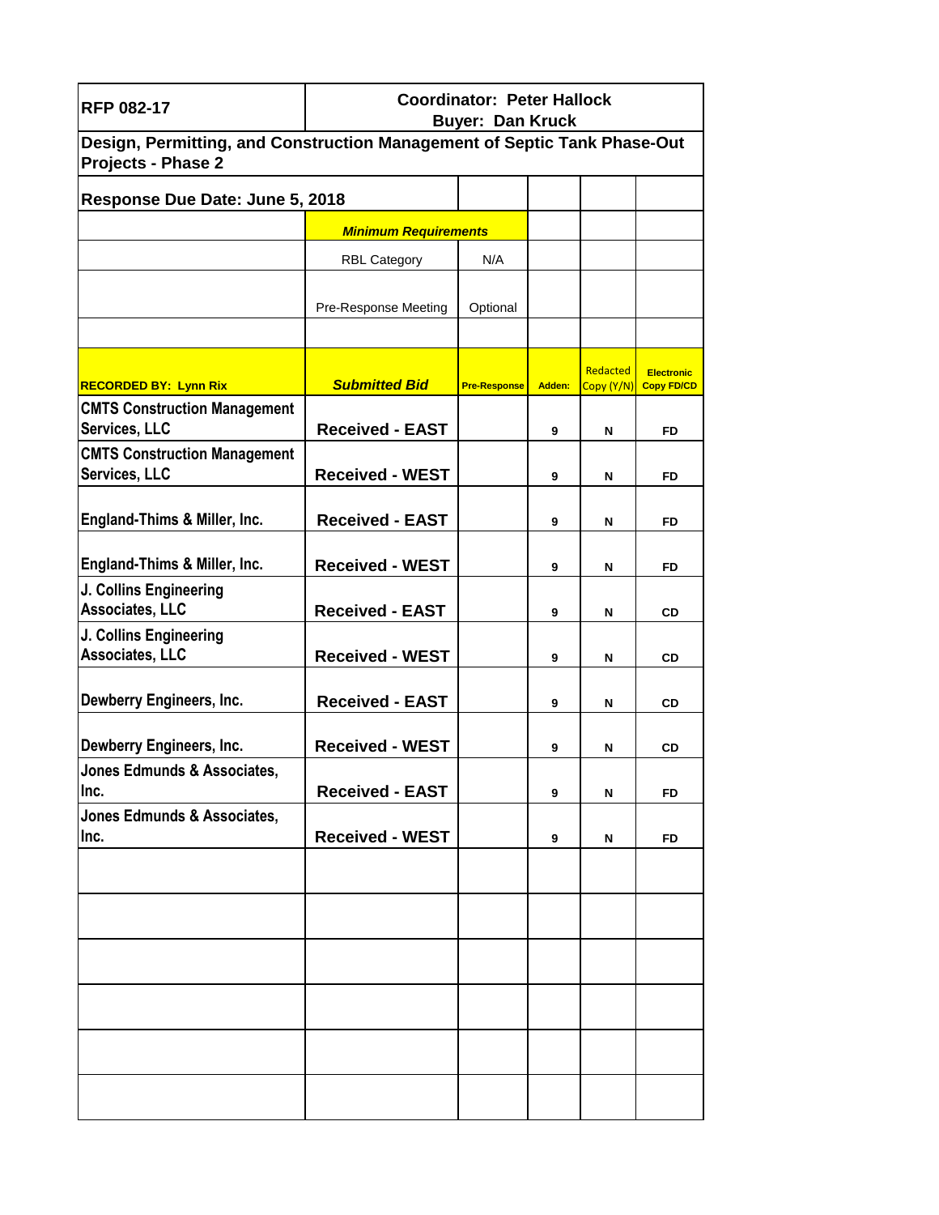| RFP 082-17 | Coordinator: Peter Hallock<br>Buyer: Dan Kruck | | | | |
|---|---|---|---|---|---|
| **Design, Permitting, and Construction Management of Septic Tank Phase-Out Projects - Phase 2** | | | | | |
| **Response Due Date: June 5, 2018** | | | | | |
| | ***Minimum Requirements*** | | | | |
| | RBL Category | N/A | | | |
| | Pre-Response Meeting | Optional | | | |
| | | | | | |
| **RECORDED BY: Lynn Rix** | ***Submitted Bid*** | **Pre-Response** | **Adden:** | Redacted Copy (Y/N) | **Electronic Copy FD/CD** |
| CMTS Construction Management Services, LLC | **Received - EAST** | | 9 | N | FD |
| CMTS Construction Management Services, LLC | **Received - WEST** | | 9 | N | FD |
| England-Thims & Miller, Inc. | **Received - EAST** | | 9 | N | FD |
| England-Thims & Miller, Inc. | **Received - WEST** | | 9 | N | FD |
| J. Collins Engineering Associates, LLC | **Received - EAST** | | 9 | N | CD |
| J. Collins Engineering Associates, LLC | **Received - WEST** | | 9 | N | CD |
| Dewberry Engineers, Inc. | **Received - EAST** | | 9 | N | CD |
| Dewberry Engineers, Inc. | **Received - WEST** | | 9 | N | CD |
| Jones Edmunds & Associates, Inc. | **Received - EAST** | | 9 | N | FD |
| Jones Edmunds & Associates, Inc. | **Received - WEST** | | 9 | N | FD |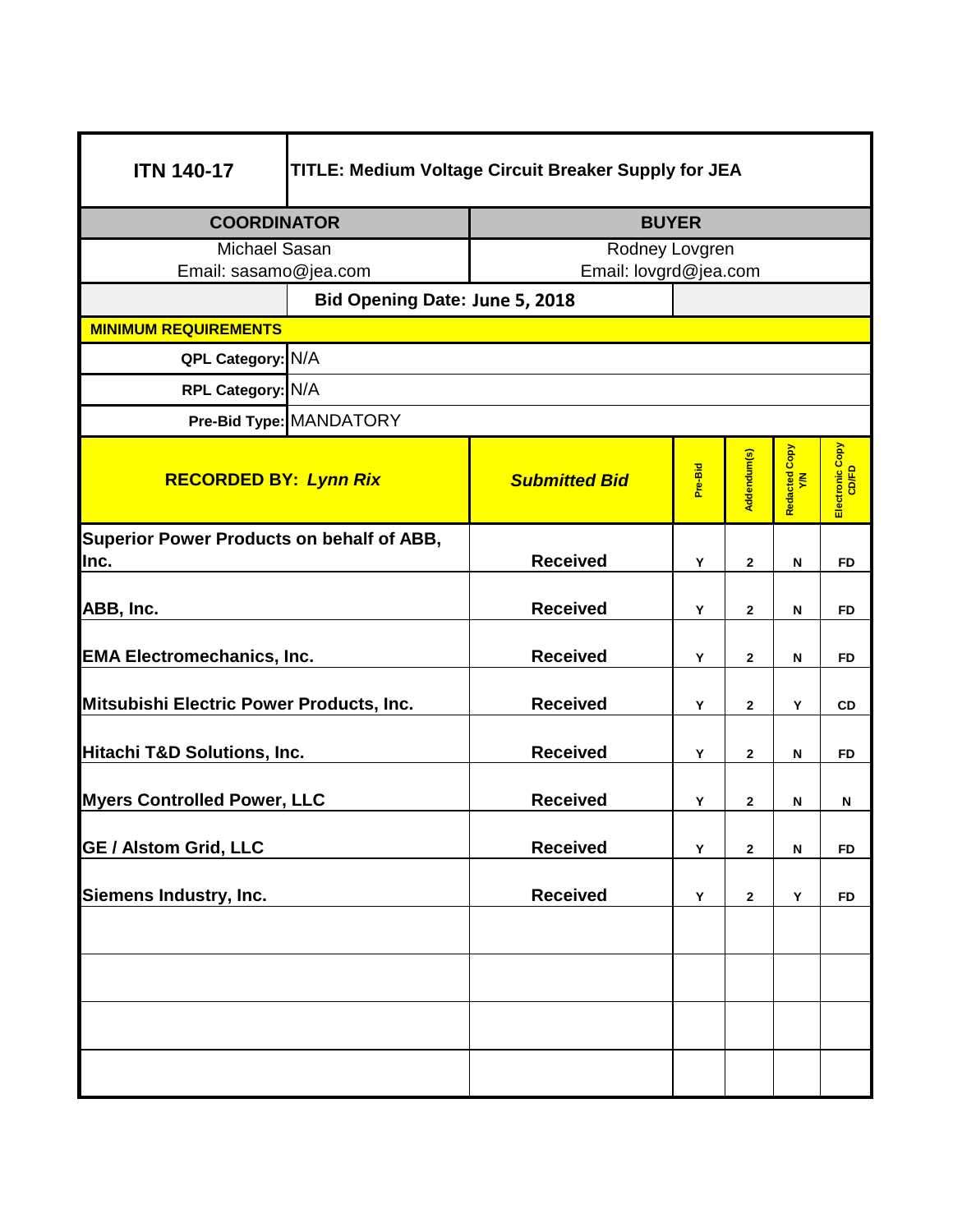| ITN 140-17 | TITLE: Medium Voltage Circuit Breaker Supply for JEA | | | | |
|---|---|---|---|---|---|
| **COORDINATOR** | | **BUYER** | | | |
| Michael Sasan<br>Email: sasamo@jea.com | | Rodney Lovgren<br>Email: lovgrd@jea.com | | | |
| | Bid Opening Date: June 5, 2018 | | | | |
| **MINIMUM REQUIREMENTS** | | | | | |
| **QPL Category:** | N/A | | | | |
| **RPL Category:** | N/A | | | | |
| **Pre-Bid Type:** | MANDATORY | | | | |

| **RECORDED BY:** ***Lynn Rix*** | ***Submitted Bid*** | Pre-Bid | Addendum(s) | Redacted Copy Y/N | Electronic Copy CD/FD |
|---|---|---|---|---|---|
| **Superior Power Products on behalf of ABB, Inc.** | **Received** | Y | 2 | N | FD |
| **ABB, Inc.** | **Received** | Y | 2 | N | FD |
| **EMA Electromechanics, Inc.** | **Received** | Y | 2 | N | FD |
| **Mitsubishi Electric Power Products, Inc.** | **Received** | Y | 2 | Y | CD |
| **Hitachi T&D Solutions, Inc.** | **Received** | Y | 2 | N | FD |
| **Myers Controlled Power, LLC** | **Received** | Y | 2 | N | N |
| **GE / Alstom Grid, LLC** | **Received** | Y | 2 | N | FD |
| **Siemens Industry, Inc.** | **Received** | Y | 2 | Y | FD |
| | | | | | |
| | | | | | |
| | | | | | |
| | | | | | |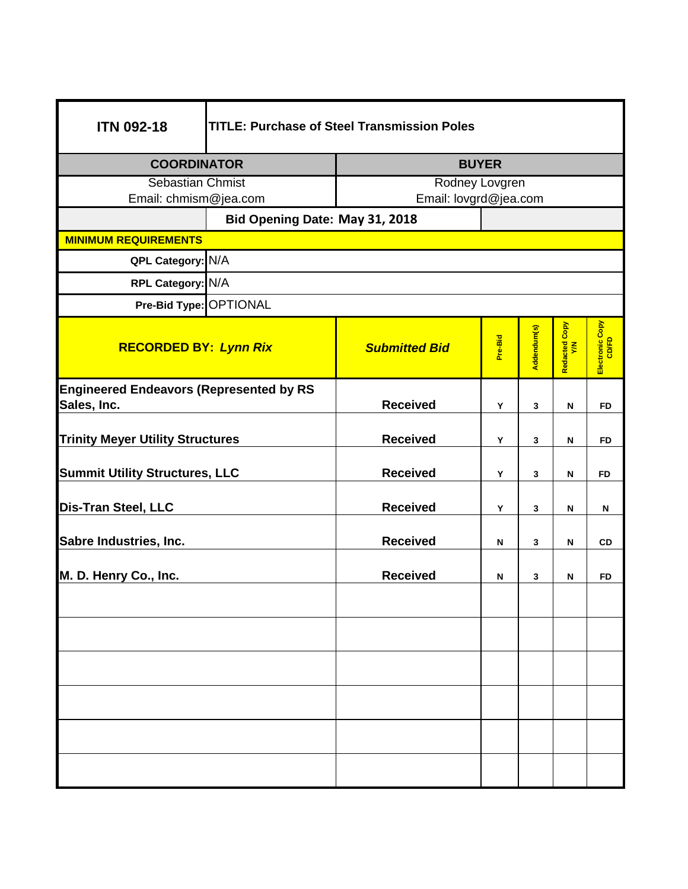| ITN 092-18 | TITLE: Purchase of Steel Transmission Poles | | | | | |
|---|---|---|---|---|---|---|
| **COORDINATOR** | | **BUYER** | | | | |
| Sebastian Chmist<br>Email: chmism@jea.com | | Rodney Lovgren<br>Email: lovgrd@jea.com | | | | |
| | **Bid Opening Date: May 31, 2018** | | | | | |
| **MINIMUM REQUIREMENTS** | | | | | | |
| **QPL Category:** | N/A | | | | | |
| **RPL Category:** | N/A | | | | | |
| **Pre-Bid Type:** | OPTIONAL | | | | | |

| **RECORDED BY:** ***Lynn Rix*** | ***Submitted Bid*** | Pre-Bid | Addendum(s) | Redacted Copy Y/N | Electronic Copy CD/FD |
|---|---|---|---|---|---|
| **Engineered Endeavors (Represented by RS Sales, Inc.** | **Received** | Y | 3 | N | FD |
| **Trinity Meyer Utility Structures** | **Received** | Y | 3 | N | FD |
| **Summit Utility Structures, LLC** | **Received** | Y | 3 | N | FD |
| **Dis-Tran Steel, LLC** | **Received** | Y | 3 | N | N |
| **Sabre Industries, Inc.** | **Received** | N | 3 | N | CD |
| **M. D. Henry Co., Inc.** | **Received** | N | 3 | N | FD |
| | | | | | |
| | | | | | |
| | | | | | |
| | | | | | |
| | | | | | |
| | | | | | |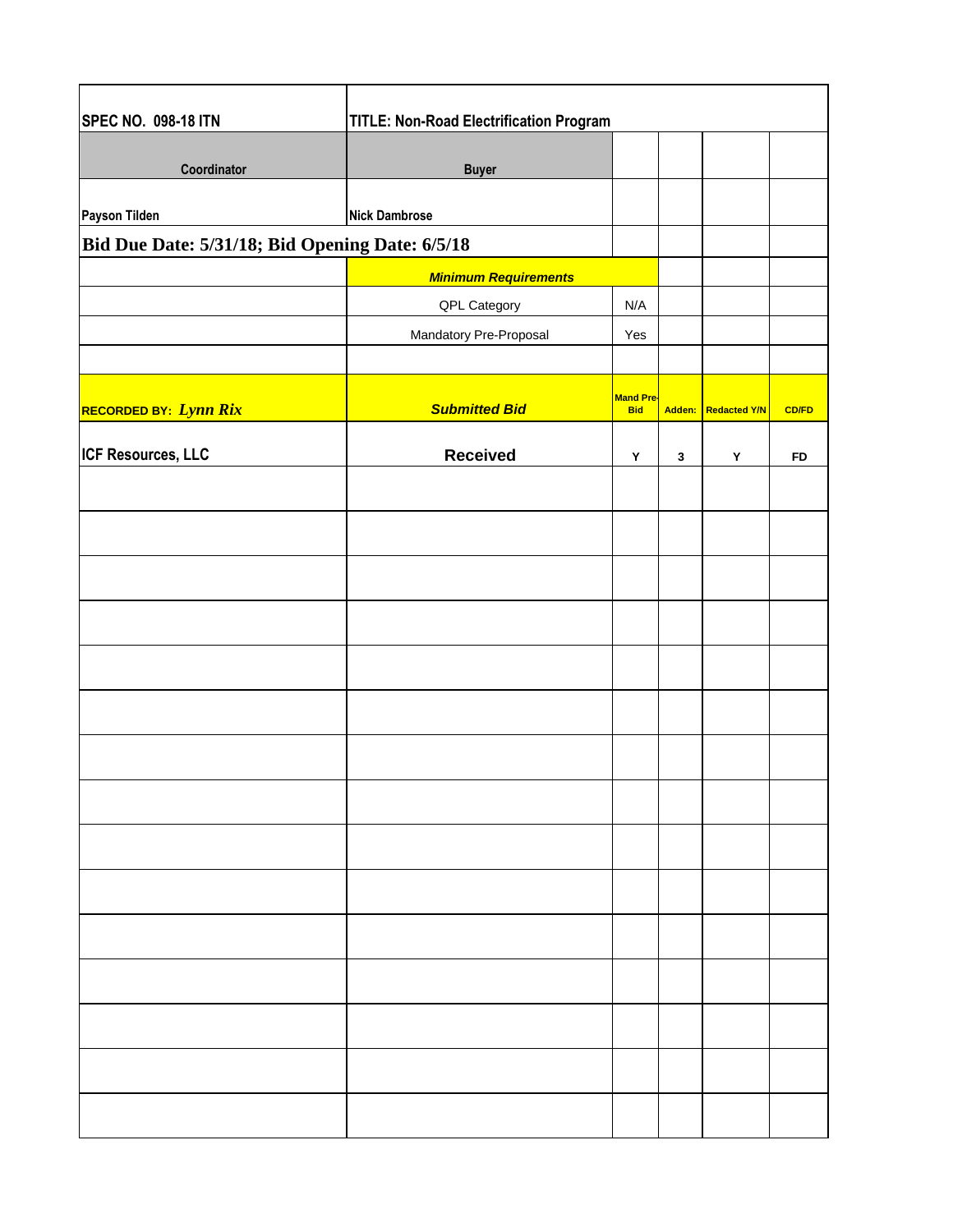| | | | | | |
|---|---|---|---|---|---|
| **SPEC NO. 098-18 ITN** | **TITLE: Non-Road Electrification Program** | | | | |
| **Coordinator** | **Buyer** | | | | |
| **Payson Tilden** | **Nick Dambrose** | | | | |
| **Bid Due Date: 5/31/18; Bid Opening Date: 6/5/18** | | | | | |
| | ***Minimum Requirements*** | | | | |
| | QPL Category | N/A | | | |
| | Mandatory Pre-Proposal | Yes | | | |
| | | | | | |
| **RECORDED BY:** ***Lynn Rix*** | ***Submitted Bid*** | **Mand Pre-Bid** | **Adden:** | **Redacted Y/N** | **CD/FD** |
| **ICF Resources, LLC** | **Received** | **Y** | **3** | **Y** | **FD** |